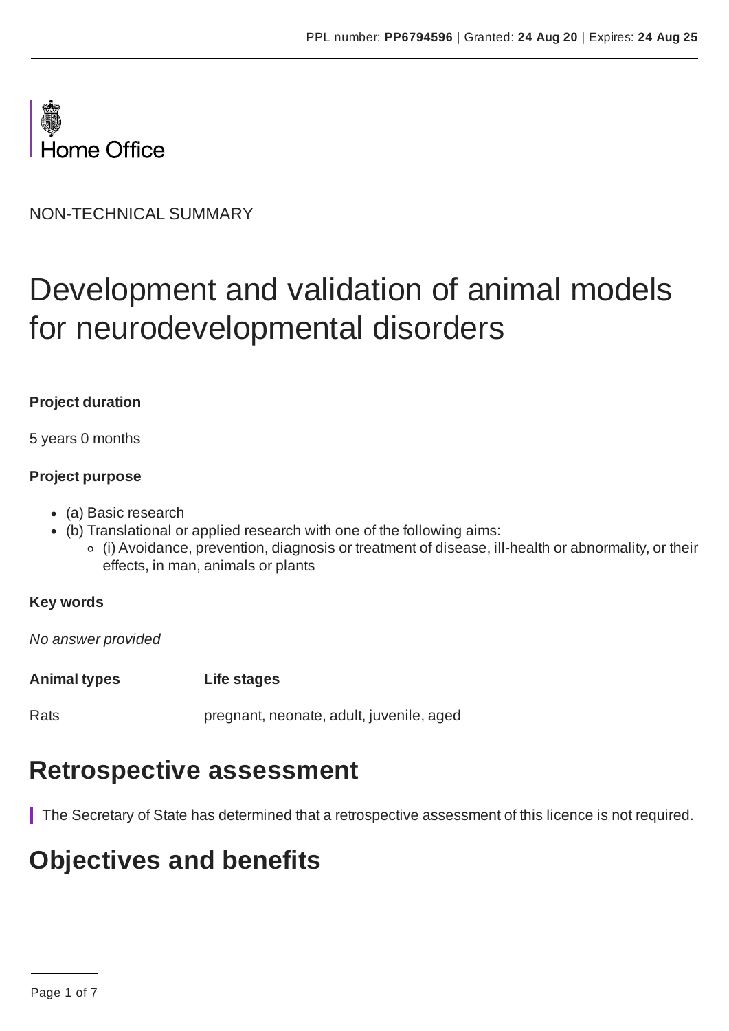PPL number: **PP6794596** | Granted: **24 Aug 20** | Expires: **24 Aug 25**

Home Office

NON-TECHNICAL SUMMARY

# Development and validation of animal models for neurodevelopmental disorders

**Project duration**

5 years 0 months

**Project purpose**

- (a) Basic research
- (b) Translational or applied research with one of the following aims:
  - (i) Avoidance, prevention, diagnosis or treatment of disease, ill-health or abnormality, or their effects, in man, animals or plants

**Key words**

*No answer provided*

| Animal types | Life stages |
|---|---|
| Rats | pregnant, neonate, adult, juvenile, aged |

## Retrospective assessment

The Secretary of State has determined that a retrospective assessment of this licence is not required.

## Objectives and benefits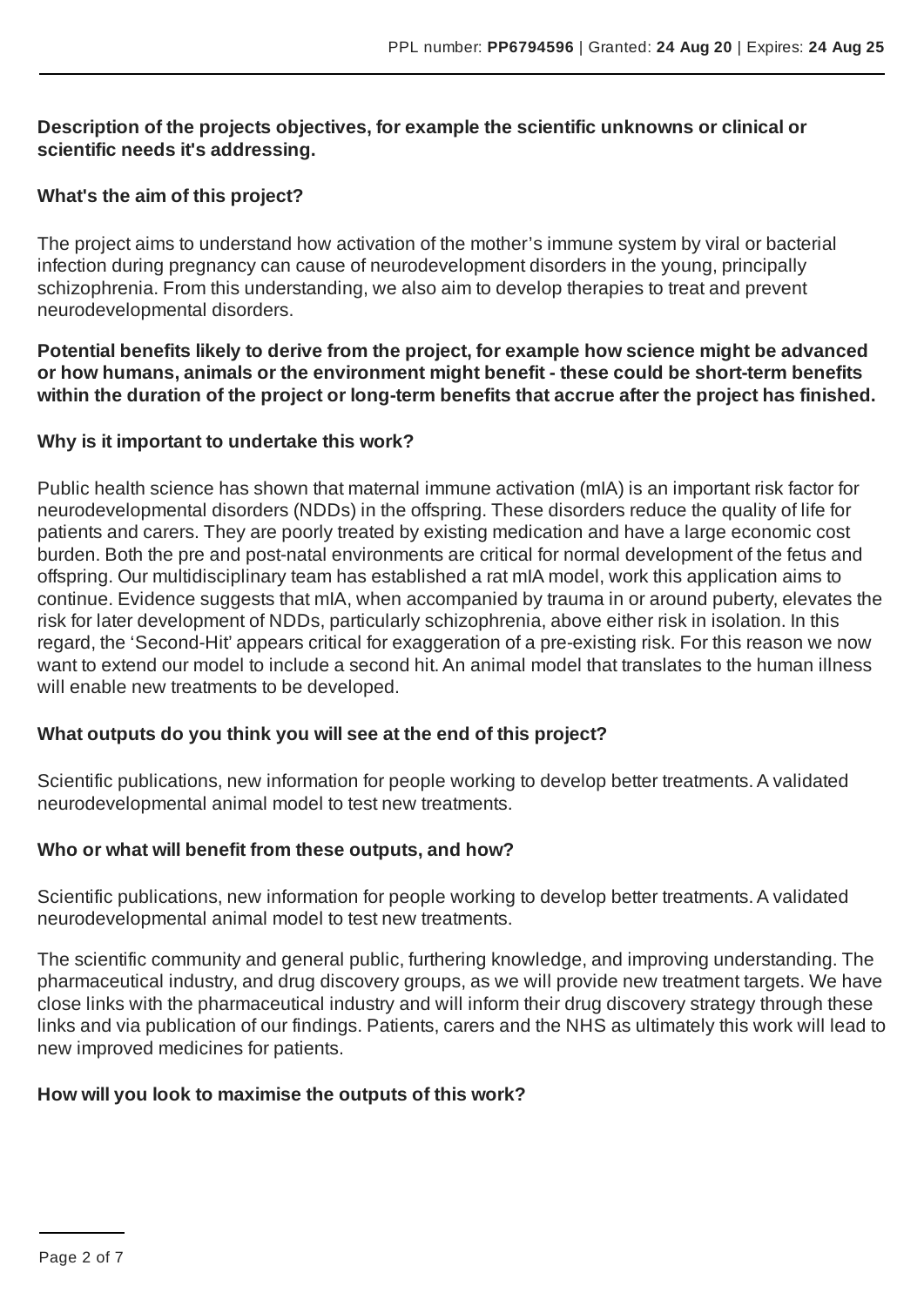**Description of the projects objectives, for example the scientific unknowns or clinical or scientific needs it's addressing.**

**What's the aim of this project?**

The project aims to understand how activation of the mother's immune system by viral or bacterial infection during pregnancy can cause of neurodevelopment disorders in the young, principally schizophrenia. From this understanding, we also aim to develop therapies to treat and prevent neurodevelopmental disorders.

**Potential benefits likely to derive from the project, for example how science might be advanced or how humans, animals or the environment might benefit - these could be short-term benefits within the duration of the project or long-term benefits that accrue after the project has finished.**

**Why is it important to undertake this work?**

Public health science has shown that maternal immune activation (mIA) is an important risk factor for neurodevelopmental disorders (NDDs) in the offspring. These disorders reduce the quality of life for patients and carers. They are poorly treated by existing medication and have a large economic cost burden. Both the pre and post-natal environments are critical for normal development of the fetus and offspring. Our multidisciplinary team has established a rat mIA model, work this application aims to continue. Evidence suggests that mIA, when accompanied by trauma in or around puberty, elevates the risk for later development of NDDs, particularly schizophrenia, above either risk in isolation. In this regard, the 'Second-Hit' appears critical for exaggeration of a pre-existing risk. For this reason we now want to extend our model to include a second hit. An animal model that translates to the human illness will enable new treatments to be developed.

**What outputs do you think you will see at the end of this project?**

Scientific publications, new information for people working to develop better treatments. A validated neurodevelopmental animal model to test new treatments.

**Who or what will benefit from these outputs, and how?**

Scientific publications, new information for people working to develop better treatments. A validated neurodevelopmental animal model to test new treatments.

The scientific community and general public, furthering knowledge, and improving understanding. The pharmaceutical industry, and drug discovery groups, as we will provide new treatment targets. We have close links with the pharmaceutical industry and will inform their drug discovery strategy through these links and via publication of our findings. Patients, carers and the NHS as ultimately this work will lead to new improved medicines for patients.

**How will you look to maximise the outputs of this work?**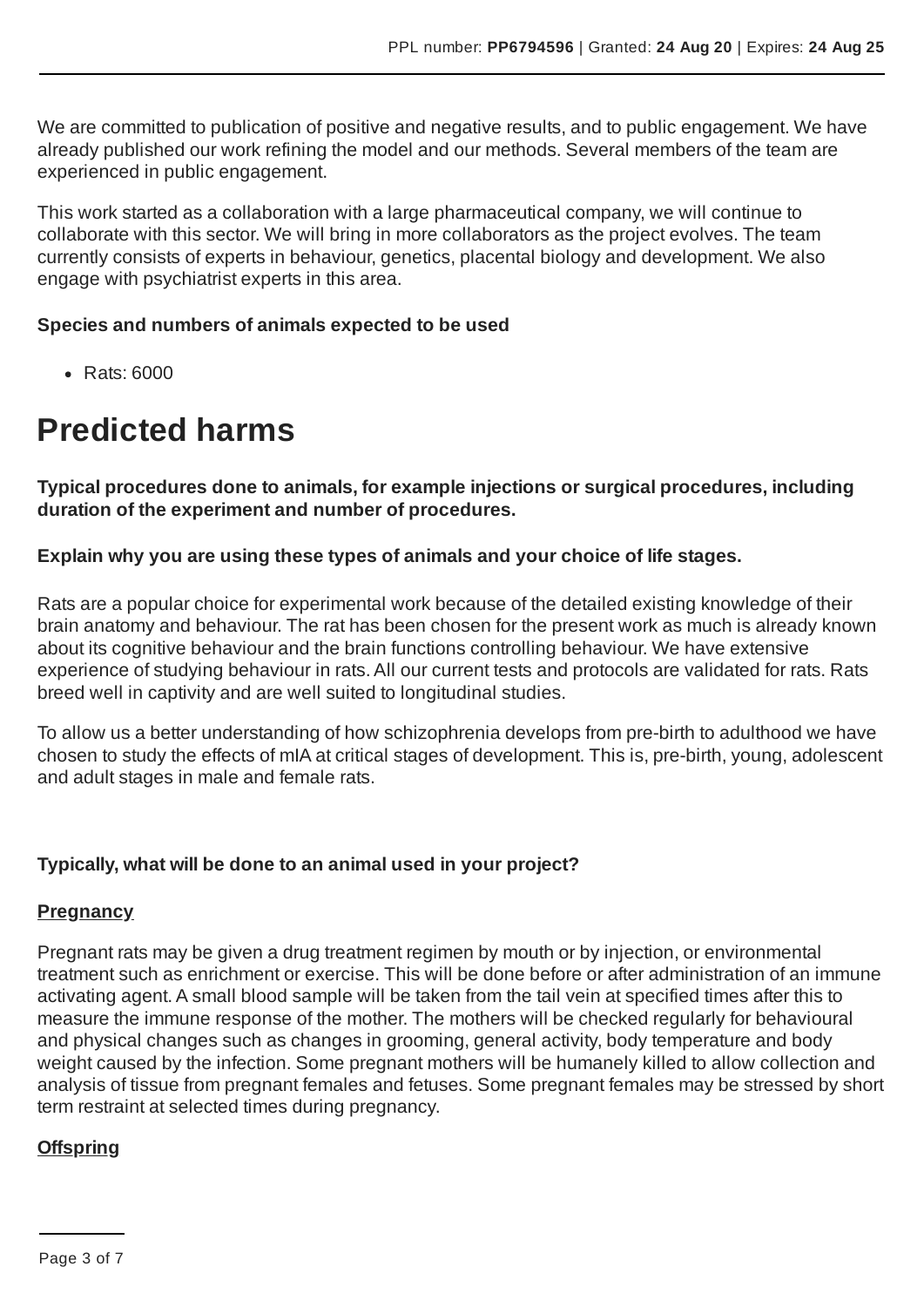We are committed to publication of positive and negative results, and to public engagement. We have already published our work refining the model and our methods. Several members of the team are experienced in public engagement.

This work started as a collaboration with a large pharmaceutical company, we will continue to collaborate with this sector. We will bring in more collaborators as the project evolves. The team currently consists of experts in behaviour, genetics, placental biology and development. We also engage with psychiatrist experts in this area.

**Species and numbers of animals expected to be used**

- Rats: 6000

# Predicted harms

**Typical procedures done to animals, for example injections or surgical procedures, including duration of the experiment and number of procedures.**

**Explain why you are using these types of animals and your choice of life stages.**

Rats are a popular choice for experimental work because of the detailed existing knowledge of their brain anatomy and behaviour. The rat has been chosen for the present work as much is already known about its cognitive behaviour and the brain functions controlling behaviour. We have extensive experience of studying behaviour in rats. All our current tests and protocols are validated for rats. Rats breed well in captivity and are well suited to longitudinal studies.

To allow us a better understanding of how schizophrenia develops from pre-birth to adulthood we have chosen to study the effects of mIA at critical stages of development. This is, pre-birth, young, adolescent and adult stages in male and female rats.

**Typically, what will be done to an animal used in your project?**

**Pregnancy**

Pregnant rats may be given a drug treatment regimen by mouth or by injection, or environmental treatment such as enrichment or exercise. This will be done before or after administration of an immune activating agent. A small blood sample will be taken from the tail vein at specified times after this to measure the immune response of the mother. The mothers will be checked regularly for behavioural and physical changes such as changes in grooming, general activity, body temperature and body weight caused by the infection. Some pregnant mothers will be humanely killed to allow collection and analysis of tissue from pregnant females and fetuses. Some pregnant females may be stressed by short term restraint at selected times during pregnancy.

**Offspring**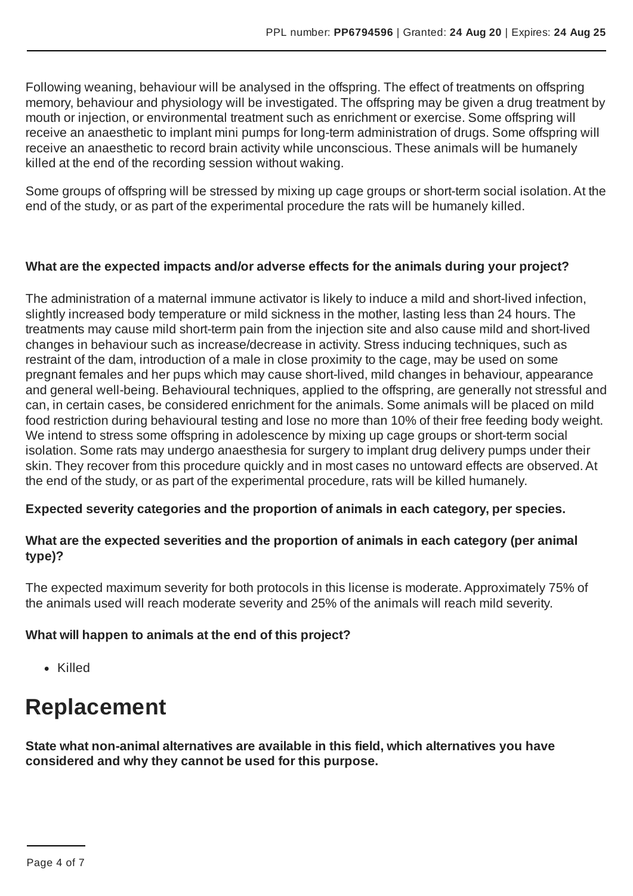Following weaning, behaviour will be analysed in the offspring. The effect of treatments on offspring memory, behaviour and physiology will be investigated. The offspring may be given a drug treatment by mouth or injection, or environmental treatment such as enrichment or exercise. Some offspring will receive an anaesthetic to implant mini pumps for long-term administration of drugs. Some offspring will receive an anaesthetic to record brain activity while unconscious. These animals will be humanely killed at the end of the recording session without waking.

Some groups of offspring will be stressed by mixing up cage groups or short-term social isolation. At the end of the study, or as part of the experimental procedure the rats will be humanely killed.

**What are the expected impacts and/or adverse effects for the animals during your project?**

The administration of a maternal immune activator is likely to induce a mild and short-lived infection, slightly increased body temperature or mild sickness in the mother, lasting less than 24 hours. The treatments may cause mild short-term pain from the injection site and also cause mild and short-lived changes in behaviour such as increase/decrease in activity. Stress inducing techniques, such as restraint of the dam, introduction of a male in close proximity to the cage, may be used on some pregnant females and her pups which may cause short-lived, mild changes in behaviour, appearance and general well-being. Behavioural techniques, applied to the offspring, are generally not stressful and can, in certain cases, be considered enrichment for the animals. Some animals will be placed on mild food restriction during behavioural testing and lose no more than 10% of their free feeding body weight. We intend to stress some offspring in adolescence by mixing up cage groups or short-term social isolation. Some rats may undergo anaesthesia for surgery to implant drug delivery pumps under their skin. They recover from this procedure quickly and in most cases no untoward effects are observed. At the end of the study, or as part of the experimental procedure, rats will be killed humanely.

**Expected severity categories and the proportion of animals in each category, per species.**

**What are the expected severities and the proportion of animals in each category (per animal type)?**

The expected maximum severity for both protocols in this license is moderate. Approximately 75% of the animals used will reach moderate severity and 25% of the animals will reach mild severity.

**What will happen to animals at the end of this project?**

- Killed

# Replacement

**State what non-animal alternatives are available in this field, which alternatives you have considered and why they cannot be used for this purpose.**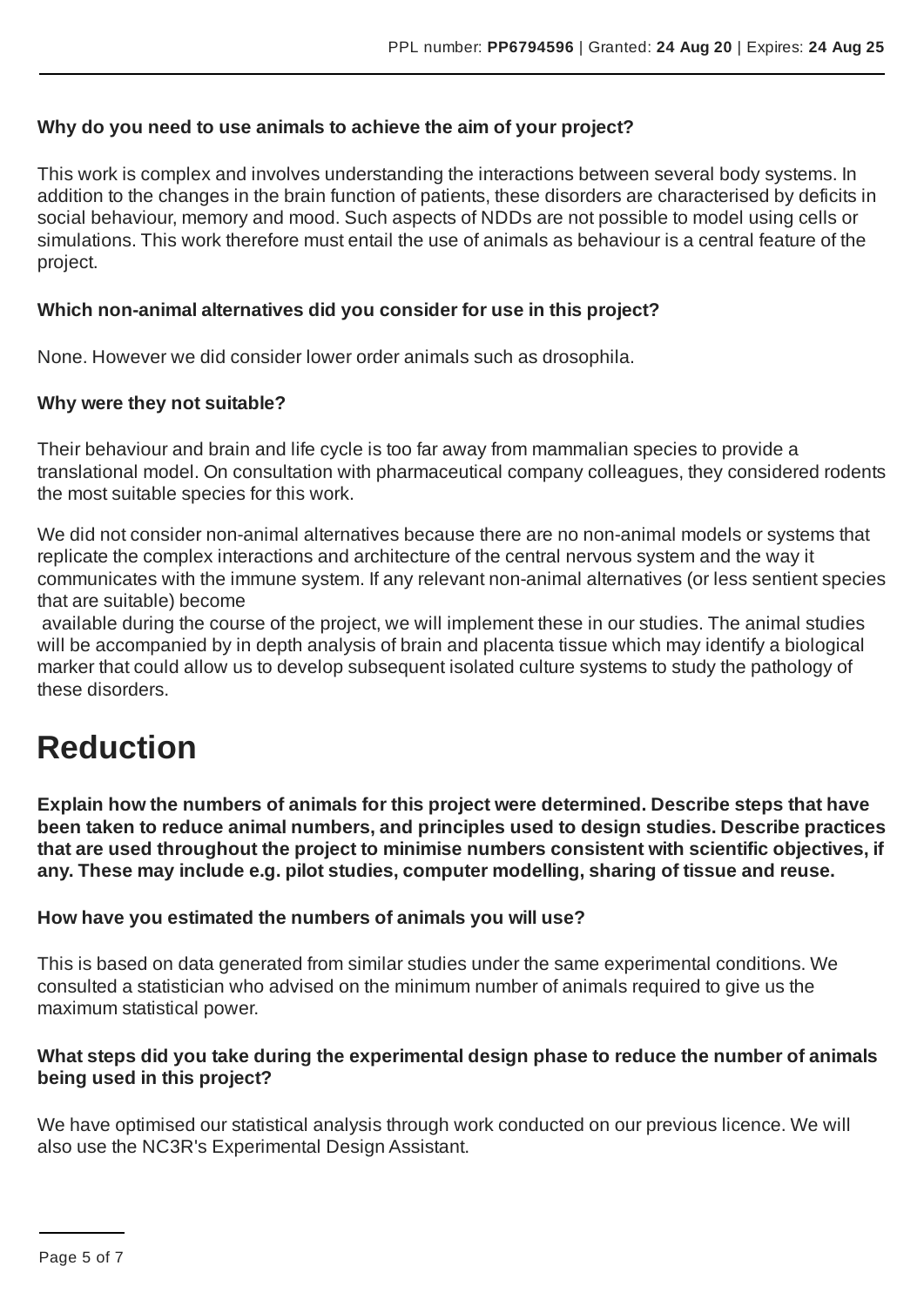**Why do you need to use animals to achieve the aim of your project?**

This work is complex and involves understanding the interactions between several body systems. In addition to the changes in the brain function of patients, these disorders are characterised by deficits in social behaviour, memory and mood. Such aspects of NDDs are not possible to model using cells or simulations. This work therefore must entail the use of animals as behaviour is a central feature of the project.

**Which non-animal alternatives did you consider for use in this project?**

None. However we did consider lower order animals such as drosophila.

**Why were they not suitable?**

Their behaviour and brain and life cycle is too far away from mammalian species to provide a translational model. On consultation with pharmaceutical company colleagues, they considered rodents the most suitable species for this work.

We did not consider non-animal alternatives because there are no non-animal models or systems that replicate the complex interactions and architecture of the central nervous system and the way it communicates with the immune system. If any relevant non-animal alternatives (or less sentient species that are suitable) become available during the course of the project, we will implement these in our studies. The animal studies will be accompanied by in depth analysis of brain and placenta tissue which may identify a biological marker that could allow us to develop subsequent isolated culture systems to study the pathology of these disorders.

# Reduction

**Explain how the numbers of animals for this project were determined. Describe steps that have been taken to reduce animal numbers, and principles used to design studies. Describe practices that are used throughout the project to minimise numbers consistent with scientific objectives, if any. These may include e.g. pilot studies, computer modelling, sharing of tissue and reuse.**

**How have you estimated the numbers of animals you will use?**

This is based on data generated from similar studies under the same experimental conditions. We consulted a statistician who advised on the minimum number of animals required to give us the maximum statistical power.

**What steps did you take during the experimental design phase to reduce the number of animals being used in this project?**

We have optimised our statistical analysis through work conducted on our previous licence. We will also use the NC3R's Experimental Design Assistant.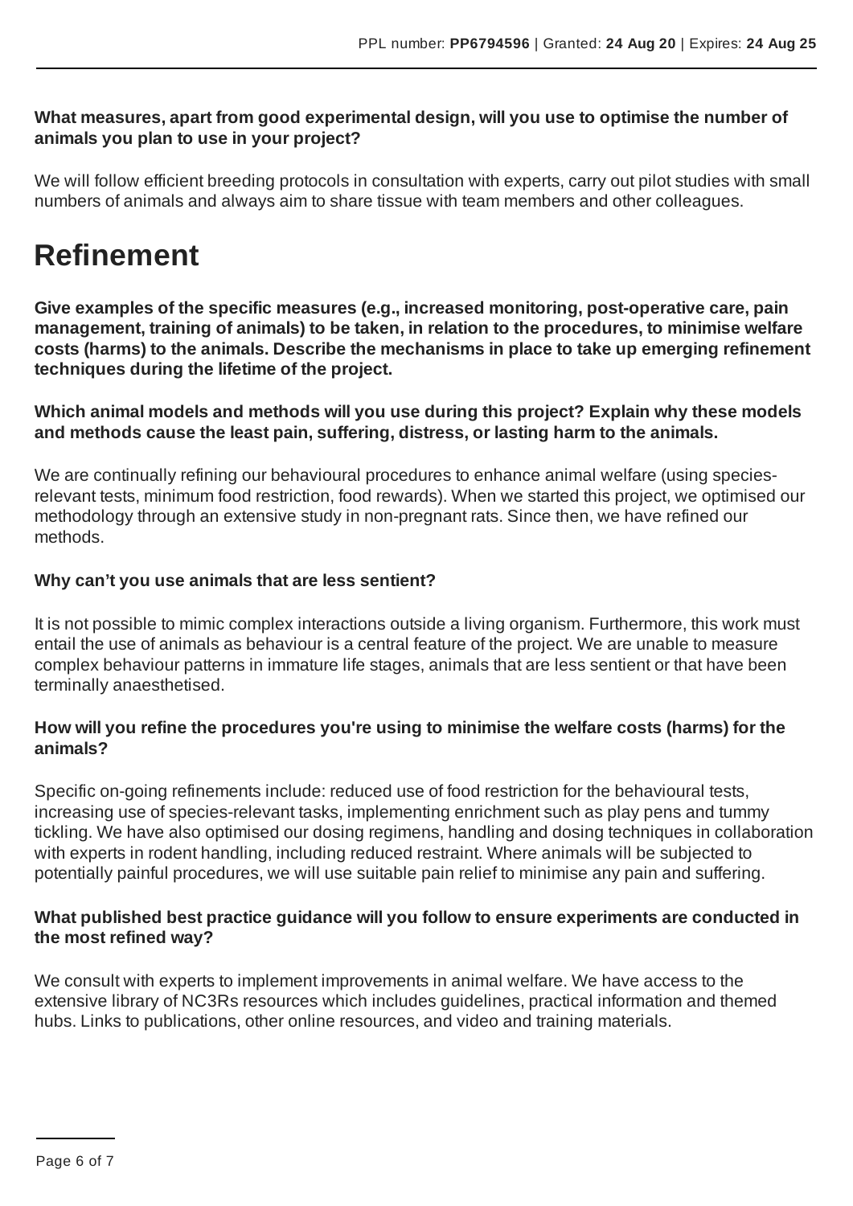**What measures, apart from good experimental design, will you use to optimise the number of animals you plan to use in your project?**

We will follow efficient breeding protocols in consultation with experts, carry out pilot studies with small numbers of animals and always aim to share tissue with team members and other colleagues.

# Refinement

**Give examples of the specific measures (e.g., increased monitoring, post-operative care, pain management, training of animals) to be taken, in relation to the procedures, to minimise welfare costs (harms) to the animals. Describe the mechanisms in place to take up emerging refinement techniques during the lifetime of the project.**

**Which animal models and methods will you use during this project? Explain why these models and methods cause the least pain, suffering, distress, or lasting harm to the animals.**

We are continually refining our behavioural procedures to enhance animal welfare (using species-relevant tests, minimum food restriction, food rewards). When we started this project, we optimised our methodology through an extensive study in non-pregnant rats. Since then, we have refined our methods.

**Why can't you use animals that are less sentient?**

It is not possible to mimic complex interactions outside a living organism. Furthermore, this work must entail the use of animals as behaviour is a central feature of the project. We are unable to measure complex behaviour patterns in immature life stages, animals that are less sentient or that have been terminally anaesthetised.

**How will you refine the procedures you're using to minimise the welfare costs (harms) for the animals?**

Specific on-going refinements include: reduced use of food restriction for the behavioural tests, increasing use of species-relevant tasks, implementing enrichment such as play pens and tummy tickling. We have also optimised our dosing regimens, handling and dosing techniques in collaboration with experts in rodent handling, including reduced restraint. Where animals will be subjected to potentially painful procedures, we will use suitable pain relief to minimise any pain and suffering.

**What published best practice guidance will you follow to ensure experiments are conducted in the most refined way?**

We consult with experts to implement improvements in animal welfare. We have access to the extensive library of NC3Rs resources which includes guidelines, practical information and themed hubs. Links to publications, other online resources, and video and training materials.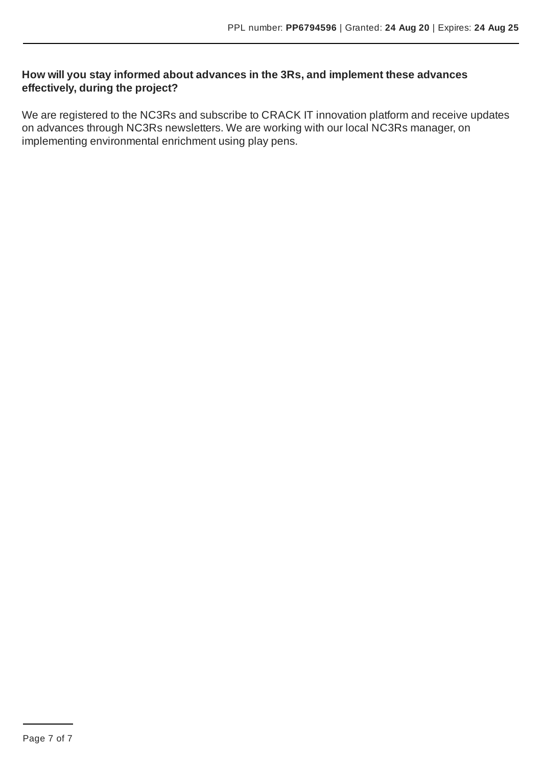**How will you stay informed about advances in the 3Rs, and implement these advances effectively, during the project?**

We are registered to the NC3Rs and subscribe to CRACK IT innovation platform and receive updates on advances through NC3Rs newsletters. We are working with our local NC3Rs manager, on implementing environmental enrichment using play pens.